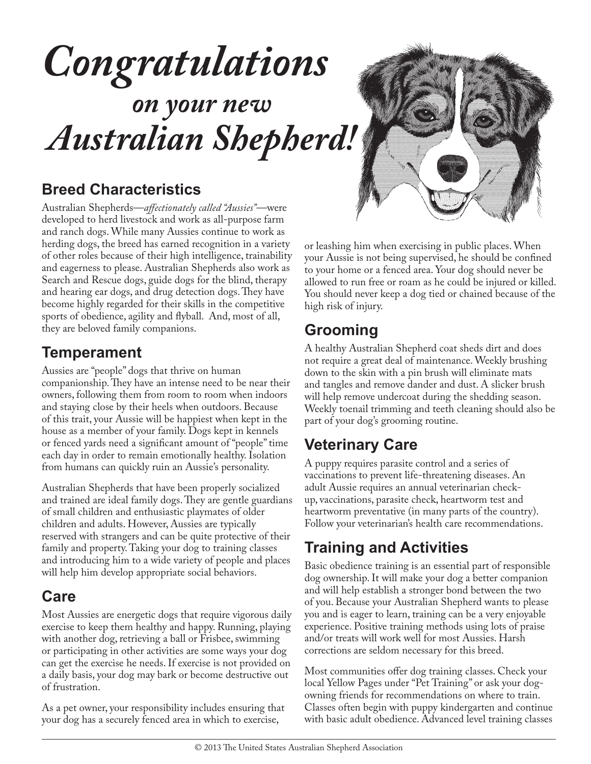# *Congratulations*
## *on your new*
# *Australian Shepherd!*

## Breed Characteristics

Australian Shepherds—*affectionately called "Aussies"*—were developed to herd livestock and work as all-purpose farm and ranch dogs. While many Aussies continue to work as herding dogs, the breed has earned recognition in a variety of other roles because of their high intelligence, trainability and eagerness to please. Australian Shepherds also work as Search and Rescue dogs, guide dogs for the blind, therapy and hearing ear dogs, and drug detection dogs. They have become highly regarded for their skills in the competitive sports of obedience, agility and flyball. And, most of all, they are beloved family companions.

## Temperament

Aussies are "people" dogs that thrive on human companionship. They have an intense need to be near their owners, following them from room to room when indoors and staying close by their heels when outdoors. Because of this trait, your Aussie will be happiest when kept in the house as a member of your family. Dogs kept in kennels or fenced yards need a significant amount of "people" time each day in order to remain emotionally healthy. Isolation from humans can quickly ruin an Aussie's personality.

Australian Shepherds that have been properly socialized and trained are ideal family dogs. They are gentle guardians of small children and enthusiastic playmates of older children and adults. However, Aussies are typically reserved with strangers and can be quite protective of their family and property. Taking your dog to training classes and introducing him to a wide variety of people and places will help him develop appropriate social behaviors.

## Care

Most Aussies are energetic dogs that require vigorous daily exercise to keep them healthy and happy. Running, playing with another dog, retrieving a ball or Frisbee, swimming or participating in other activities are some ways your dog can get the exercise he needs. If exercise is not provided on a daily basis, your dog may bark or become destructive out of frustration.

As a pet owner, your responsibility includes ensuring that your dog has a securely fenced area in which to exercise, or leashing him when exercising in public places. When your Aussie is not being supervised, he should be confined to your home or a fenced area. Your dog should never be allowed to run free or roam as he could be injured or killed. You should never keep a dog tied or chained because of the high risk of injury.

## Grooming

A healthy Australian Shepherd coat sheds dirt and does not require a great deal of maintenance. Weekly brushing down to the skin with a pin brush will eliminate mats and tangles and remove dander and dust. A slicker brush will help remove undercoat during the shedding season. Weekly toenail trimming and teeth cleaning should also be part of your dog's grooming routine.

## Veterinary Care

A puppy requires parasite control and a series of vaccinations to prevent life-threatening diseases. An adult Aussie requires an annual veterinarian check-up, vaccinations, parasite check, heartworm test and heartworm preventative (in many parts of the country). Follow your veterinarian's health care recommendations.

## Training and Activities

Basic obedience training is an essential part of responsible dog ownership. It will make your dog a better companion and will help establish a stronger bond between the two of you. Because your Australian Shepherd wants to please you and is eager to learn, training can be a very enjoyable experience. Positive training methods using lots of praise and/or treats will work well for most Aussies. Harsh corrections are seldom necessary for this breed.

Most communities offer dog training classes. Check your local Yellow Pages under "Pet Training" or ask your dog-owning friends for recommendations on where to train. Classes often begin with puppy kindergarten and continue with basic adult obedience. Advanced level training classes

© 2013 The United States Australian Shepherd Association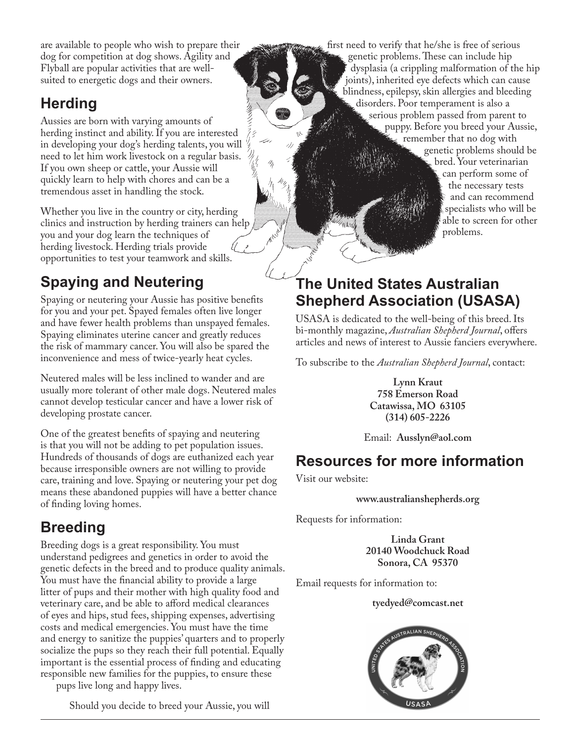are available to people who wish to prepare their dog for competition at dog shows. Agility and Flyball are popular activities that are well-suited to energetic dogs and their owners.

## Herding

Aussies are born with varying amounts of herding instinct and ability. If you are interested in developing your dog's herding talents, you will need to let him work livestock on a regular basis. If you own sheep or cattle, your Aussie will quickly learn to help with chores and can be a tremendous asset in handling the stock.

Whether you live in the country or city, herding clinics and instruction by herding trainers can help you and your dog learn the techniques of herding livestock. Herding trials provide opportunities to test your teamwork and skills.

## Spaying and Neutering

Spaying or neutering your Aussie has positive benefits for you and your pet. Spayed females often live longer and have fewer health problems than unspayed females. Spaying eliminates uterine cancer and greatly reduces the risk of mammary cancer. You will also be spared the inconvenience and mess of twice-yearly heat cycles.

Neutered males will be less inclined to wander and are usually more tolerant of other male dogs. Neutered males cannot develop testicular cancer and have a lower risk of developing prostate cancer.

One of the greatest benefits of spaying and neutering is that you will not be adding to pet population issues. Hundreds of thousands of dogs are euthanized each year because irresponsible owners are not willing to provide care, training and love. Spaying or neutering your pet dog means these abandoned puppies will have a better chance of finding loving homes.

## Breeding

Breeding dogs is a great responsibility. You must understand pedigrees and genetics in order to avoid the genetic defects in the breed and to produce quality animals. You must have the financial ability to provide a large litter of pups and their mother with high quality food and veterinary care, and be able to afford medical clearances of eyes and hips, stud fees, shipping expenses, advertising costs and medical emergencies. You must have the time and energy to sanitize the puppies' quarters and to properly socialize the pups so they reach their full potential. Equally important is the essential process of finding and educating responsible new families for the puppies, to ensure these pups live long and happy lives.

Should you decide to breed your Aussie, you will first need to verify that he/she is free of serious genetic problems. These can include hip dysplasia (a crippling malformation of the hip joints), inherited eye defects which can cause blindness, epilepsy, skin allergies and bleeding disorders. Poor temperament is also a serious problem passed from parent to puppy. Before you breed your Aussie, remember that no dog with genetic problems should be bred. Your veterinarian can perform some of the necessary tests and can recommend specialists who will be able to screen for other problems.

## The United States Australian Shepherd Association (USASA)

USASA is dedicated to the well-being of this breed. Its bi-monthly magazine, *Australian Shepherd Journal*, offers articles and news of interest to Aussie fanciers everywhere.

To subscribe to the *Australian Shepherd Journal*, contact:

**Lynn Kraut**
**758 Emerson Road**
**Catawissa, MO 63105**
**(314) 605-2226**

Email: **Ausslyn@aol.com**

## Resources for more information

Visit our website:

**www.australianshepherds.org**

Requests for information:

**Linda Grant**
**20140 Woodchuck Road**
**Sonora, CA 95370**

Email requests for information to:

**tyedyed@comcast.net**